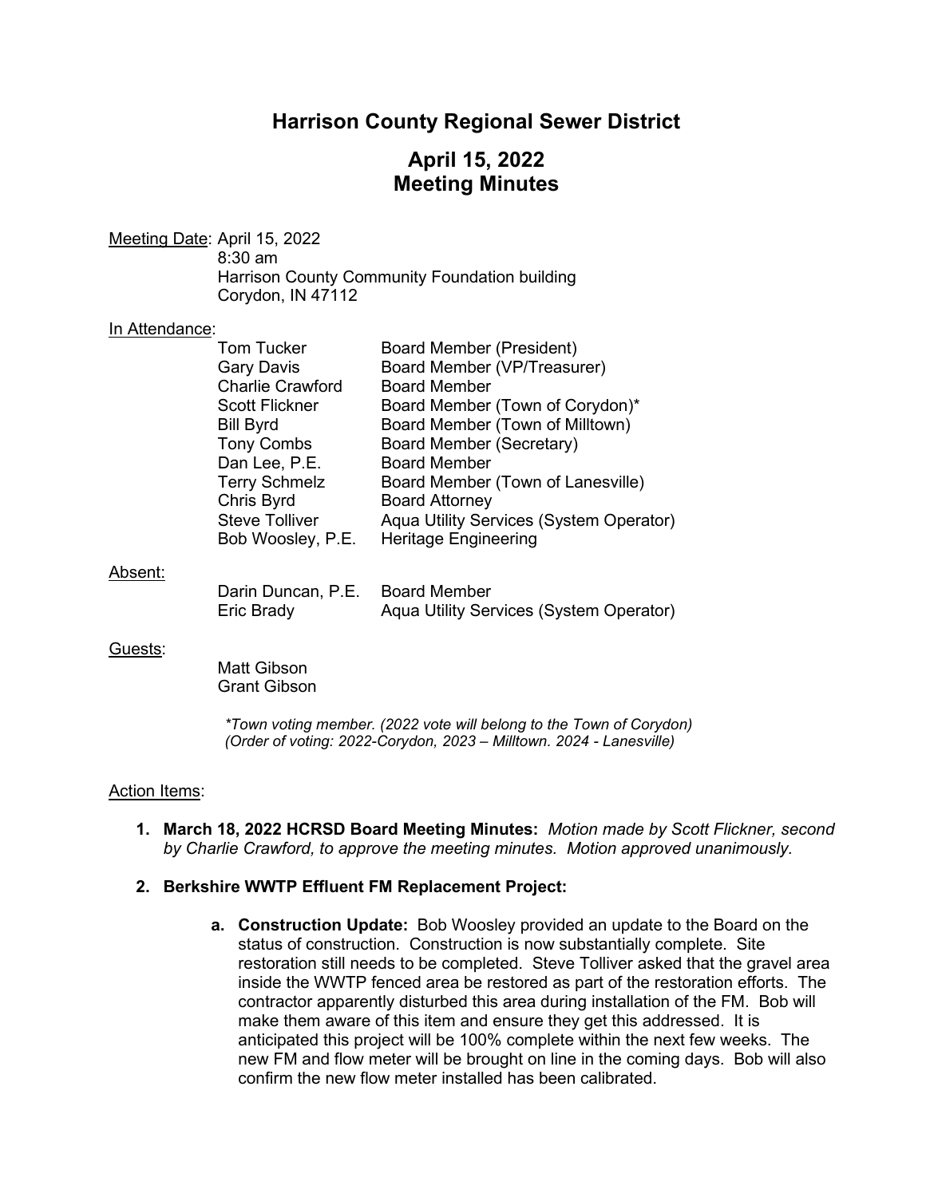# Harrison County Regional Sewer District

## April 15, 2022
## Meeting Minutes

Meeting Date: April 15, 2022
8:30 am
Harrison County Community Foundation building
Corydon, IN 47112

In Attendance:

| | |
|---|---|
| Tom Tucker | Board Member (President) |
| Gary Davis | Board Member (VP/Treasurer) |
| Charlie Crawford | Board Member |
| Scott Flickner | Board Member (Town of Corydon)* |
| Bill Byrd | Board Member (Town of Milltown) |
| Tony Combs | Board Member (Secretary) |
| Dan Lee, P.E. | Board Member |
| Terry Schmelz | Board Member (Town of Lanesville) |
| Chris Byrd | Board Attorney |
| Steve Tolliver | Aqua Utility Services (System Operator) |
| Bob Woosley, P.E. | Heritage Engineering |

Absent:

| | |
|---|---|
| Darin Duncan, P.E. | Board Member |
| Eric Brady | Aqua Utility Services (System Operator) |

Guests:

Matt Gibson
Grant Gibson

*\*Town voting member. (2022 vote will belong to the Town of Corydon)*
*(Order of voting: 2022-Corydon, 2023 – Milltown. 2024 - Lanesville)*

Action Items:

1. **March 18, 2022 HCRSD Board Meeting Minutes:** *Motion made by Scott Flickner, second by Charlie Crawford, to approve the meeting minutes. Motion approved unanimously.*

2. **Berkshire WWTP Effluent FM Replacement Project:**

   a. **Construction Update:** Bob Woosley provided an update to the Board on the status of construction. Construction is now substantially complete. Site restoration still needs to be completed. Steve Tolliver asked that the gravel area inside the WWTP fenced area be restored as part of the restoration efforts. The contractor apparently disturbed this area during installation of the FM. Bob will make them aware of this item and ensure they get this addressed. It is anticipated this project will be 100% complete within the next few weeks. The new FM and flow meter will be brought on line in the coming days. Bob will also confirm the new flow meter installed has been calibrated.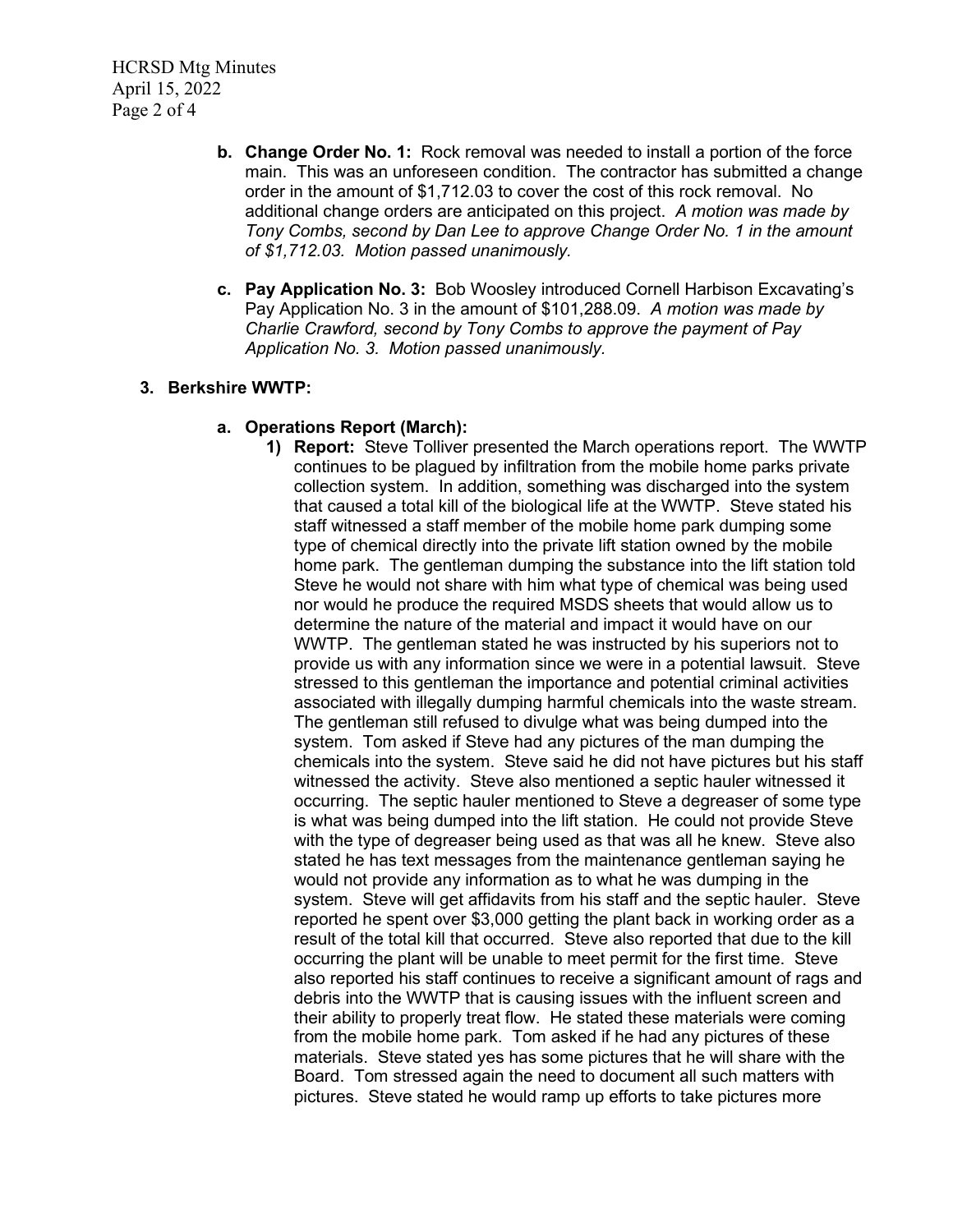**b. Change Order No. 1:** Rock removal was needed to install a portion of the force main. This was an unforeseen condition. The contractor has submitted a change order in the amount of $1,712.03 to cover the cost of this rock removal. No additional change orders are anticipated on this project. *A motion was made by Tony Combs, second by Dan Lee to approve Change Order No. 1 in the amount of $1,712.03. Motion passed unanimously.*

**c. Pay Application No. 3:** Bob Woosley introduced Cornell Harbison Excavating's Pay Application No. 3 in the amount of $101,288.09. *A motion was made by Charlie Crawford, second by Tony Combs to approve the payment of Pay Application No. 3. Motion passed unanimously.*

**3. Berkshire WWTP:**

**a. Operations Report (March):**

**1) Report:** Steve Tolliver presented the March operations report. The WWTP continues to be plagued by infiltration from the mobile home parks private collection system. In addition, something was discharged into the system that caused a total kill of the biological life at the WWTP. Steve stated his staff witnessed a staff member of the mobile home park dumping some type of chemical directly into the private lift station owned by the mobile home park. The gentleman dumping the substance into the lift station told Steve he would not share with him what type of chemical was being used nor would he produce the required MSDS sheets that would allow us to determine the nature of the material and impact it would have on our WWTP. The gentleman stated he was instructed by his superiors not to provide us with any information since we were in a potential lawsuit. Steve stressed to this gentleman the importance and potential criminal activities associated with illegally dumping harmful chemicals into the waste stream. The gentleman still refused to divulge what was being dumped into the system. Tom asked if Steve had any pictures of the man dumping the chemicals into the system. Steve said he did not have pictures but his staff witnessed the activity. Steve also mentioned a septic hauler witnessed it occurring. The septic hauler mentioned to Steve a degreaser of some type is what was being dumped into the lift station. He could not provide Steve with the type of degreaser being used as that was all he knew. Steve also stated he has text messages from the maintenance gentleman saying he would not provide any information as to what he was dumping in the system. Steve will get affidavits from his staff and the septic hauler. Steve reported he spent over $3,000 getting the plant back in working order as a result of the total kill that occurred. Steve also reported that due to the kill occurring the plant will be unable to meet permit for the first time. Steve also reported his staff continues to receive a significant amount of rags and debris into the WWTP that is causing issues with the influent screen and their ability to properly treat flow. He stated these materials were coming from the mobile home park. Tom asked if he had any pictures of these materials. Steve stated yes has some pictures that he will share with the Board. Tom stressed again the need to document all such matters with pictures. Steve stated he would ramp up efforts to take pictures more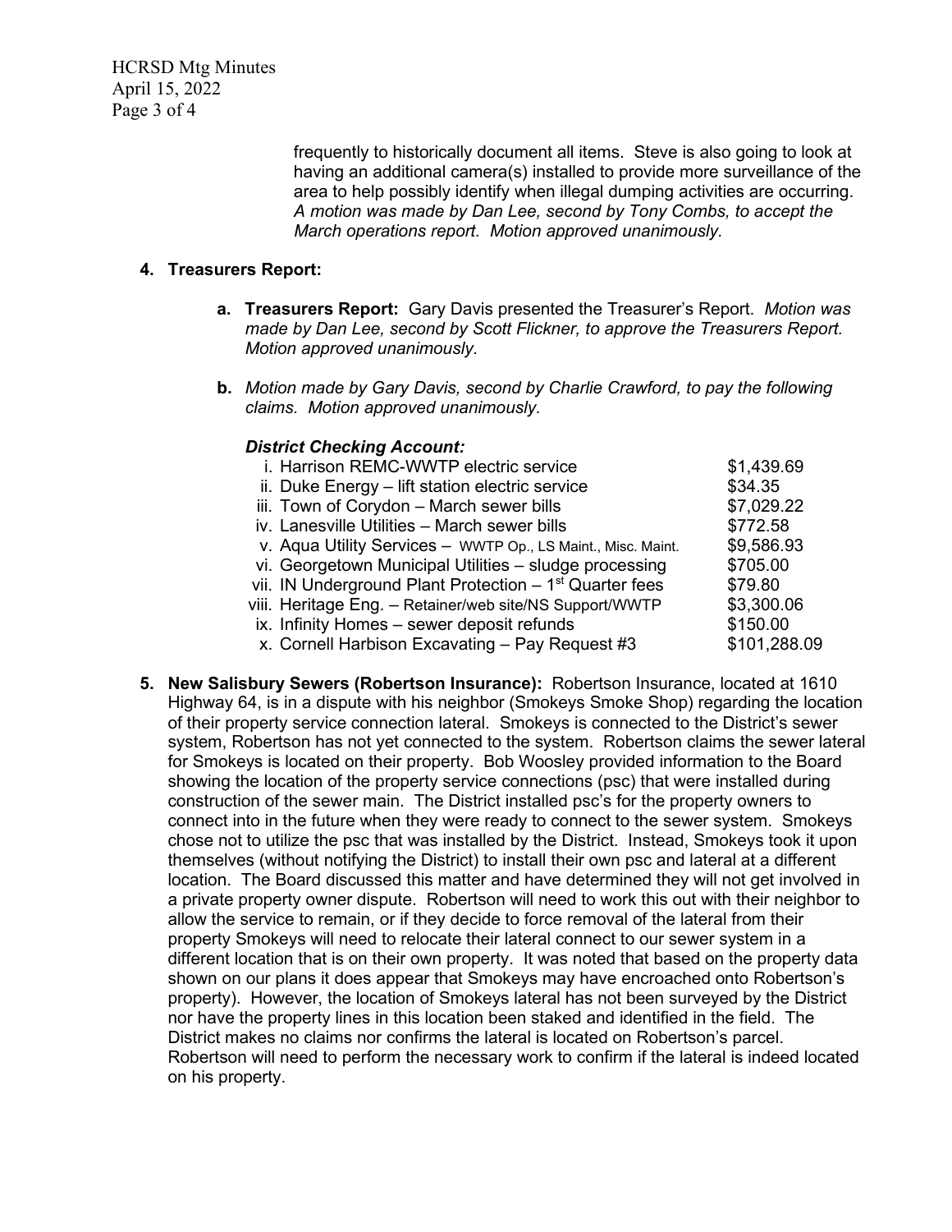frequently to historically document all items. Steve is also going to look at having an additional camera(s) installed to provide more surveillance of the area to help possibly identify when illegal dumping activities are occurring. *A motion was made by Dan Lee, second by Tony Combs, to accept the March operations report. Motion approved unanimously.*

**4. Treasurers Report:**

**a. Treasurers Report:** Gary Davis presented the Treasurer's Report. *Motion was made by Dan Lee, second by Scott Flickner, to approve the Treasurers Report. Motion approved unanimously.*

**b.** *Motion made by Gary Davis, second by Charlie Crawford, to pay the following claims. Motion approved unanimously.*

***District Checking Account:***

| | |
|---|---|
| i. Harrison REMC-WWTP electric service | $1,439.69 |
| ii. Duke Energy – lift station electric service | $34.35 |
| iii. Town of Corydon – March sewer bills | $7,029.22 |
| iv. Lanesville Utilities – March sewer bills | $772.58 |
| v. Aqua Utility Services – WWTP Op., LS Maint., Misc. Maint. | $9,586.93 |
| vi. Georgetown Municipal Utilities – sludge processing | $705.00 |
| vii. IN Underground Plant Protection – 1st Quarter fees | $79.80 |
| viii. Heritage Eng. – Retainer/web site/NS Support/WWTP | $3,300.06 |
| ix. Infinity Homes – sewer deposit refunds | $150.00 |
| x. Cornell Harbison Excavating – Pay Request #3 | $101,288.09 |

**5. New Salisbury Sewers (Robertson Insurance):** Robertson Insurance, located at 1610 Highway 64, is in a dispute with his neighbor (Smokeys Smoke Shop) regarding the location of their property service connection lateral. Smokeys is connected to the District's sewer system, Robertson has not yet connected to the system. Robertson claims the sewer lateral for Smokeys is located on their property. Bob Woosley provided information to the Board showing the location of the property service connections (psc) that were installed during construction of the sewer main. The District installed psc's for the property owners to connect into in the future when they were ready to connect to the sewer system. Smokeys chose not to utilize the psc that was installed by the District. Instead, Smokeys took it upon themselves (without notifying the District) to install their own psc and lateral at a different location. The Board discussed this matter and have determined they will not get involved in a private property owner dispute. Robertson will need to work this out with their neighbor to allow the service to remain, or if they decide to force removal of the lateral from their property Smokeys will need to relocate their lateral connect to our sewer system in a different location that is on their own property. It was noted that based on the property data shown on our plans it does appear that Smokeys may have encroached onto Robertson's property). However, the location of Smokeys lateral has not been surveyed by the District nor have the property lines in this location been staked and identified in the field. The District makes no claims nor confirms the lateral is located on Robertson's parcel. Robertson will need to perform the necessary work to confirm if the lateral is indeed located on his property.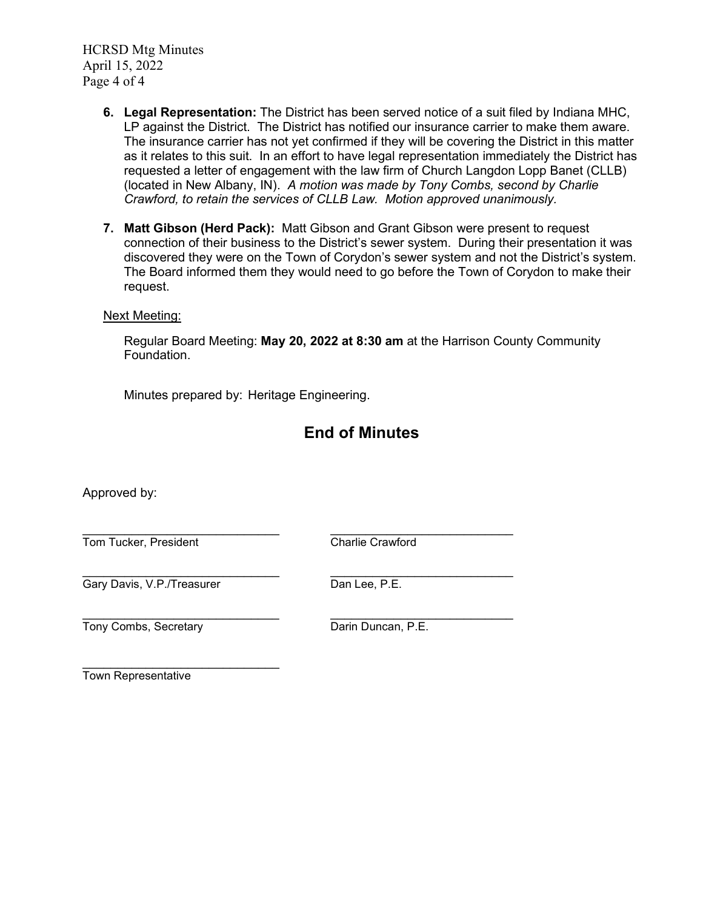6. **Legal Representation:** The District has been served notice of a suit filed by Indiana MHC, LP against the District. The District has notified our insurance carrier to make them aware. The insurance carrier has not yet confirmed if they will be covering the District in this matter as it relates to this suit. In an effort to have legal representation immediately the District has requested a letter of engagement with the law firm of Church Langdon Lopp Banet (CLLB) (located in New Albany, IN). *A motion was made by Tony Combs, second by Charlie Crawford, to retain the services of CLLB Law. Motion approved unanimously.*

7. **Matt Gibson (Herd Pack):** Matt Gibson and Grant Gibson were present to request connection of their business to the District's sewer system. During their presentation it was discovered they were on the Town of Corydon's sewer system and not the District's system. The Board informed them they would need to go before the Town of Corydon to make their request.

Next Meeting:

Regular Board Meeting: **May 20, 2022 at 8:30 am** at the Harrison County Community Foundation.

Minutes prepared by: Heritage Engineering.

## End of Minutes

Approved by:

| | |
|---|---|
| _____________________________ | _____________________________ |
| Tom Tucker, President | Charlie Crawford |
| _____________________________ | _____________________________ |
| Gary Davis, V.P./Treasurer | Dan Lee, P.E. |
| _____________________________ | _____________________________ |
| Tony Combs, Secretary | Darin Duncan, P.E. |
| _____________________________ | |
| Town Representative | |